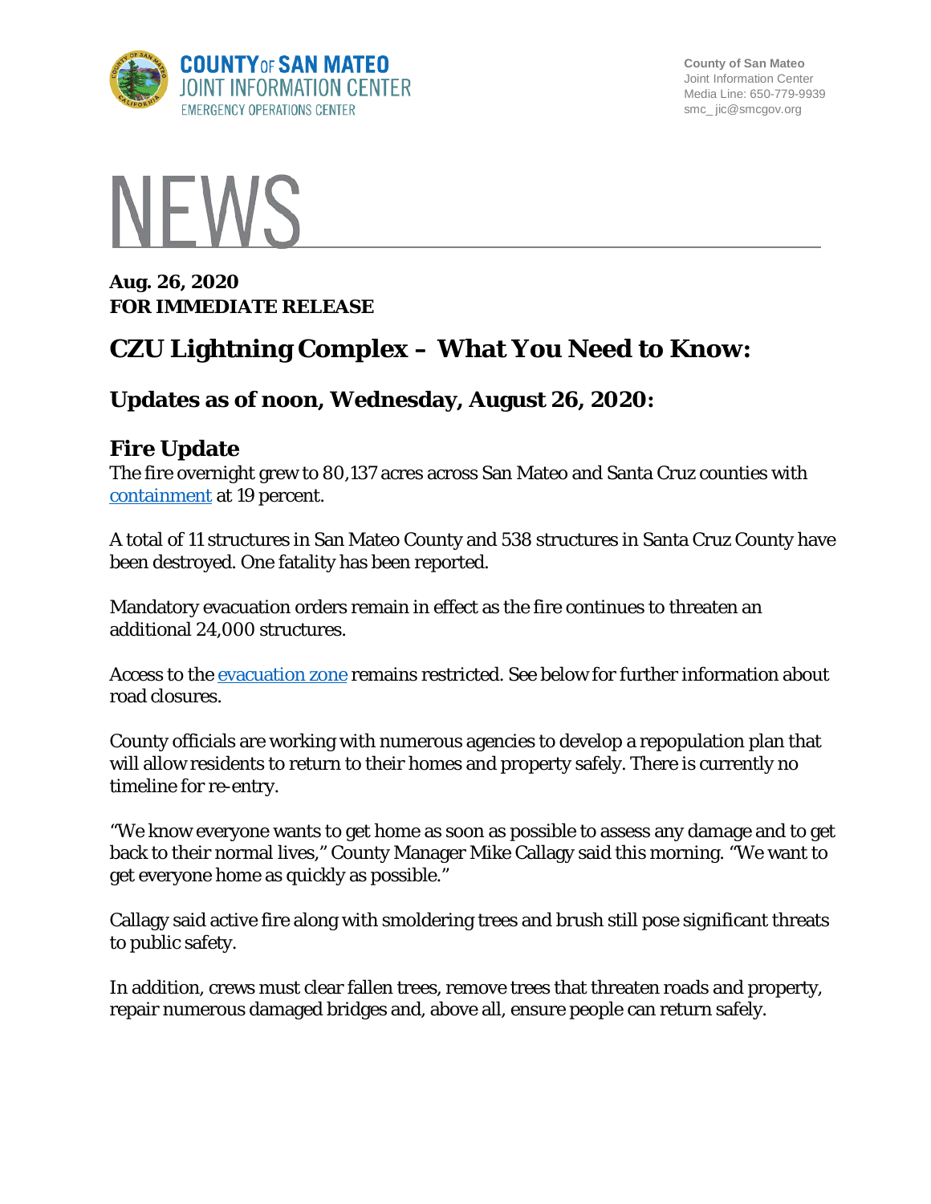COUNTY OF SAN MATEO
JOINT INFORMATION CENTER
EMERGENCY OPERATIONS CENTER

County of San Mateo
Joint Information Center
Media Line: 650-779-9939
smc_ jic@smcgov.org

# NEWS

**Aug. 26, 2020**
**FOR IMMEDIATE RELEASE**

# CZU Lightning Complex – What You Need to Know:

## Updates as of noon, Wednesday, August 26, 2020:

### Fire Update

The fire overnight grew to 80,137 acres across San Mateo and Santa Cruz counties with containment at 19 percent.

A total of 11 structures in San Mateo County and 538 structures in Santa Cruz County have been destroyed. One fatality has been reported.

Mandatory evacuation orders remain in effect as the fire continues to threaten an additional 24,000 structures.

Access to the evacuation zone remains restricted. See below for further information about road closures.

County officials are working with numerous agencies to develop a repopulation plan that will allow residents to return to their homes and property safely. There is currently no timeline for re-entry.

"We know everyone wants to get home as soon as possible to assess any damage and to get back to their normal lives," County Manager Mike Callagy said this morning. "We want to get everyone home as quickly as possible."

Callagy said active fire along with smoldering trees and brush still pose significant threats to public safety.

In addition, crews must clear fallen trees, remove trees that threaten roads and property, repair numerous damaged bridges and, above all, ensure people can return safely.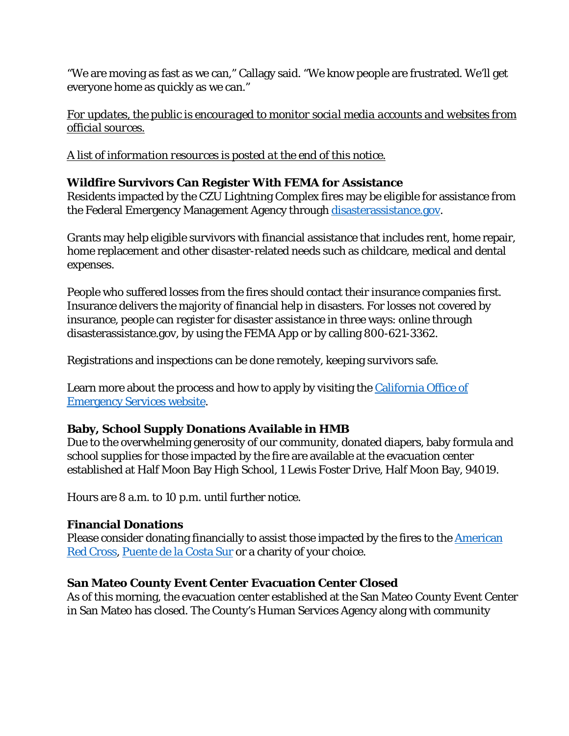"We are moving as fast as we can," Callagy said. "We know people are frustrated. We'll get everyone home as quickly as we can."

*For updates, the public is encouraged to monitor social media accounts and websites from official sources.*

*A list of information resources is posted at the end of this notice.*

**Wildfire Survivors Can Register With FEMA for Assistance**
Residents impacted by the CZU Lightning Complex fires may be eligible for assistance from the Federal Emergency Management Agency through [disasterassistance.gov](disasterassistance.gov).

Grants may help eligible survivors with financial assistance that includes rent, home repair, home replacement and other disaster-related needs such as childcare, medical and dental expenses.

People who suffered losses from the fires should contact their insurance companies first. Insurance delivers the majority of financial help in disasters. For losses not covered by insurance, people can register for disaster assistance in three ways: online through disasterassistance.gov, by using the FEMA App or by calling 800-621-3362.

Registrations and inspections can be done remotely, keeping survivors safe.

Learn more about the process and how to apply by visiting the [California Office of Emergency Services website](California Office of Emergency Services website).

**Baby, School Supply Donations Available in HMB**
Due to the overwhelming generosity of our community, donated diapers, baby formula and school supplies for those impacted by the fire are available at the evacuation center established at Half Moon Bay High School, 1 Lewis Foster Drive, Half Moon Bay, 94019.

Hours are 8 a.m. to 10 p.m. until further notice.

**Financial Donations**
Please consider donating financially to assist those impacted by the fires to the [American Red Cross](American Red Cross), [Puente de la Costa Sur](Puente de la Costa Sur) or a charity of your choice.

**San Mateo County Event Center Evacuation Center Closed**
As of this morning, the evacuation center established at the San Mateo County Event Center in San Mateo has closed. The County's Human Services Agency along with community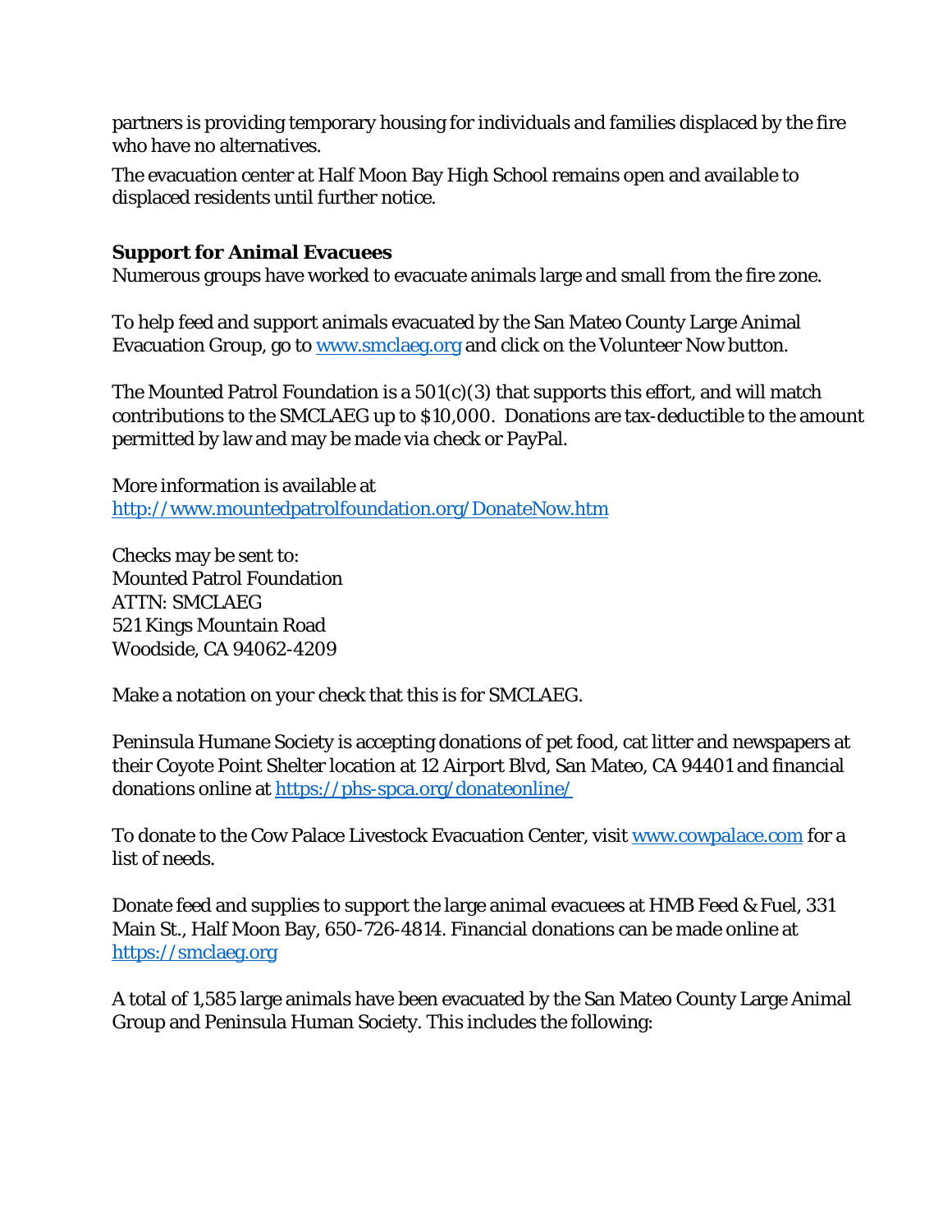partners is providing temporary housing for individuals and families displaced by the fire who have no alternatives.

The evacuation center at Half Moon Bay High School remains open and available to displaced residents until further notice.

**Support for Animal Evacuees**

Numerous groups have worked to evacuate animals large and small from the fire zone.

To help feed and support animals evacuated by the San Mateo County Large Animal Evacuation Group, go to [www.smclaeg.org](www.smclaeg.org) and click on the Volunteer Now button.

The Mounted Patrol Foundation is a 501(c)(3) that supports this effort, and will match contributions to the SMCLAEG up to $10,000. Donations are tax-deductible to the amount permitted by law and may be made via check or PayPal.

More information is available at
[http://www.mountedpatrolfoundation.org/DonateNow.htm](http://www.mountedpatrolfoundation.org/DonateNow.htm)

Checks may be sent to:
Mounted Patrol Foundation
ATTN: SMCLAEG
521 Kings Mountain Road
Woodside, CA 94062-4209

Make a notation on your check that this is for SMCLAEG.

Peninsula Humane Society is accepting donations of pet food, cat litter and newspapers at their Coyote Point Shelter location at 12 Airport Blvd, San Mateo, CA 94401 and financial donations online at [https://phs-spca.org/donateonline/](https://phs-spca.org/donateonline/)

To donate to the Cow Palace Livestock Evacuation Center, visit [www.cowpalace.com](www.cowpalace.com) for a list of needs.

Donate feed and supplies to support the large animal evacuees at HMB Feed & Fuel, 331 Main St., Half Moon Bay, 650-726-4814. Financial donations can be made online at [https://smclaeg.org](https://smclaeg.org)

A total of 1,585 large animals have been evacuated by the San Mateo County Large Animal Group and Peninsula Human Society. This includes the following: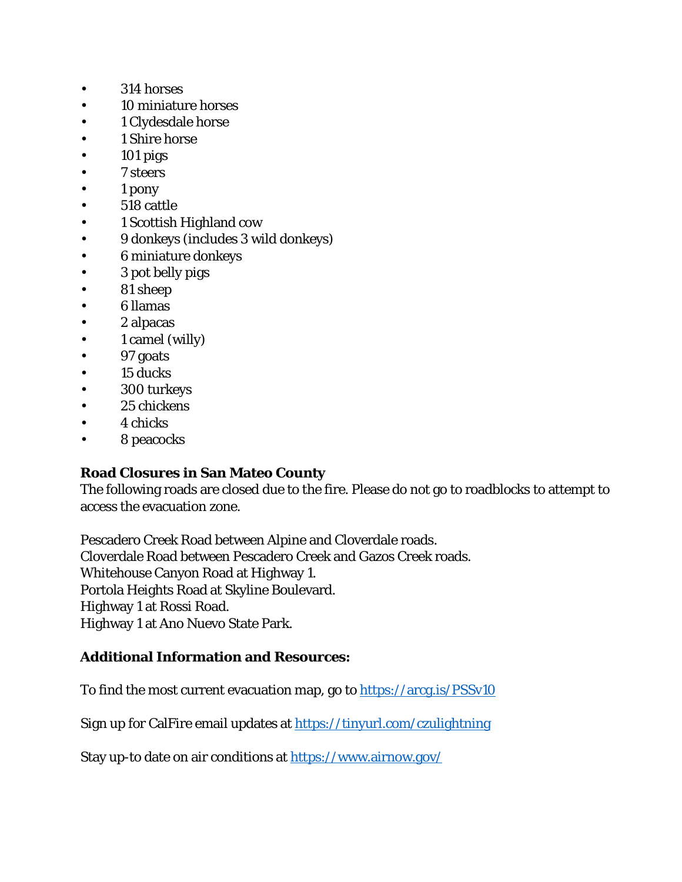- 314 horses
- 10 miniature horses
- 1 Clydesdale horse
- 1 Shire horse
- 101 pigs
- 7 steers
- 1 pony
- 518 cattle
- 1 Scottish Highland cow
- 9 donkeys (includes 3 wild donkeys)
- 6 miniature donkeys
- 3 pot belly pigs
- 81 sheep
- 6 llamas
- 2 alpacas
- 1 camel (willy)
- 97 goats
- 15 ducks
- 300 turkeys
- 25 chickens
- 4 chicks
- 8 peacocks

**Road Closures in San Mateo County**

The following roads are closed due to the fire. Please do not go to roadblocks to attempt to access the evacuation zone.

Pescadero Creek Road between Alpine and Cloverdale roads.
Cloverdale Road between Pescadero Creek and Gazos Creek roads.
Whitehouse Canyon Road at Highway 1.
Portola Heights Road at Skyline Boulevard.
Highway 1 at Rossi Road.
Highway 1 at Ano Nuevo State Park.

**Additional Information and Resources:**

To find the most current evacuation map, go to https://arcg.is/PSSv10

Sign up for CalFire email updates at https://tinyurl.com/czulightning

Stay up-to date on air conditions at https://www.airnow.gov/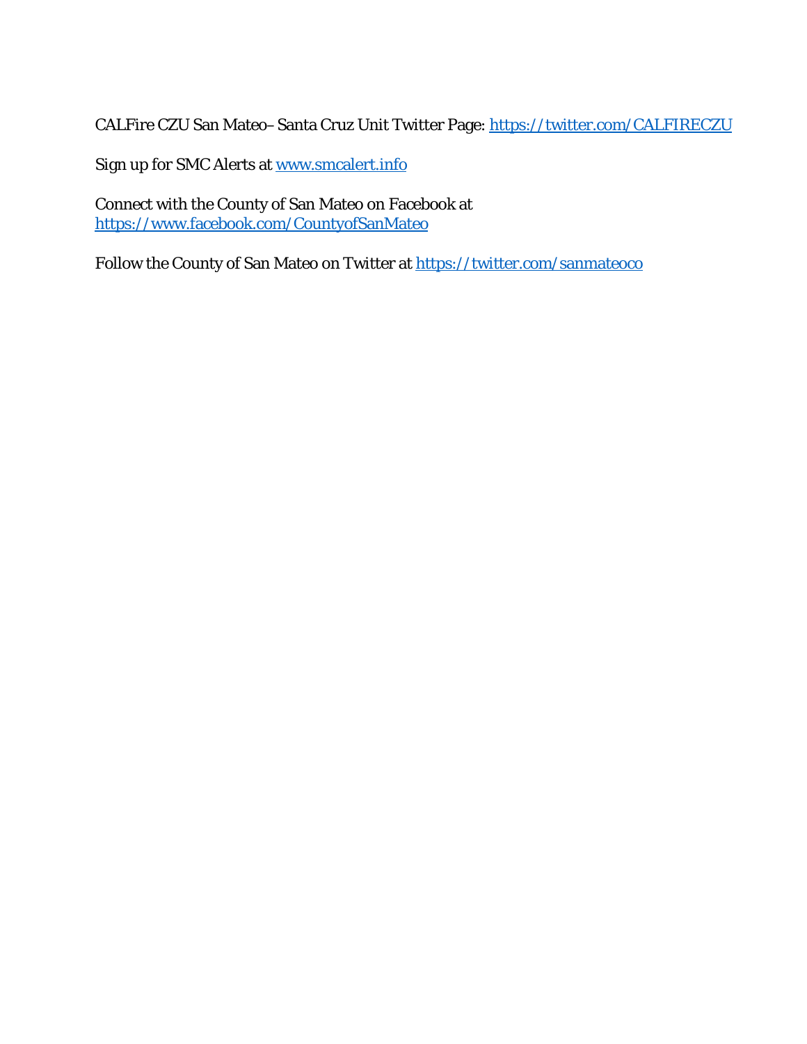CALFire CZU San Mateo– Santa Cruz Unit Twitter Page: https://twitter.com/CALFIRECZU

Sign up for SMC Alerts at www.smcalert.info

Connect with the County of San Mateo on Facebook at
https://www.facebook.com/CountyofSanMateo

Follow the County of San Mateo on Twitter at https://twitter.com/sanmateoco